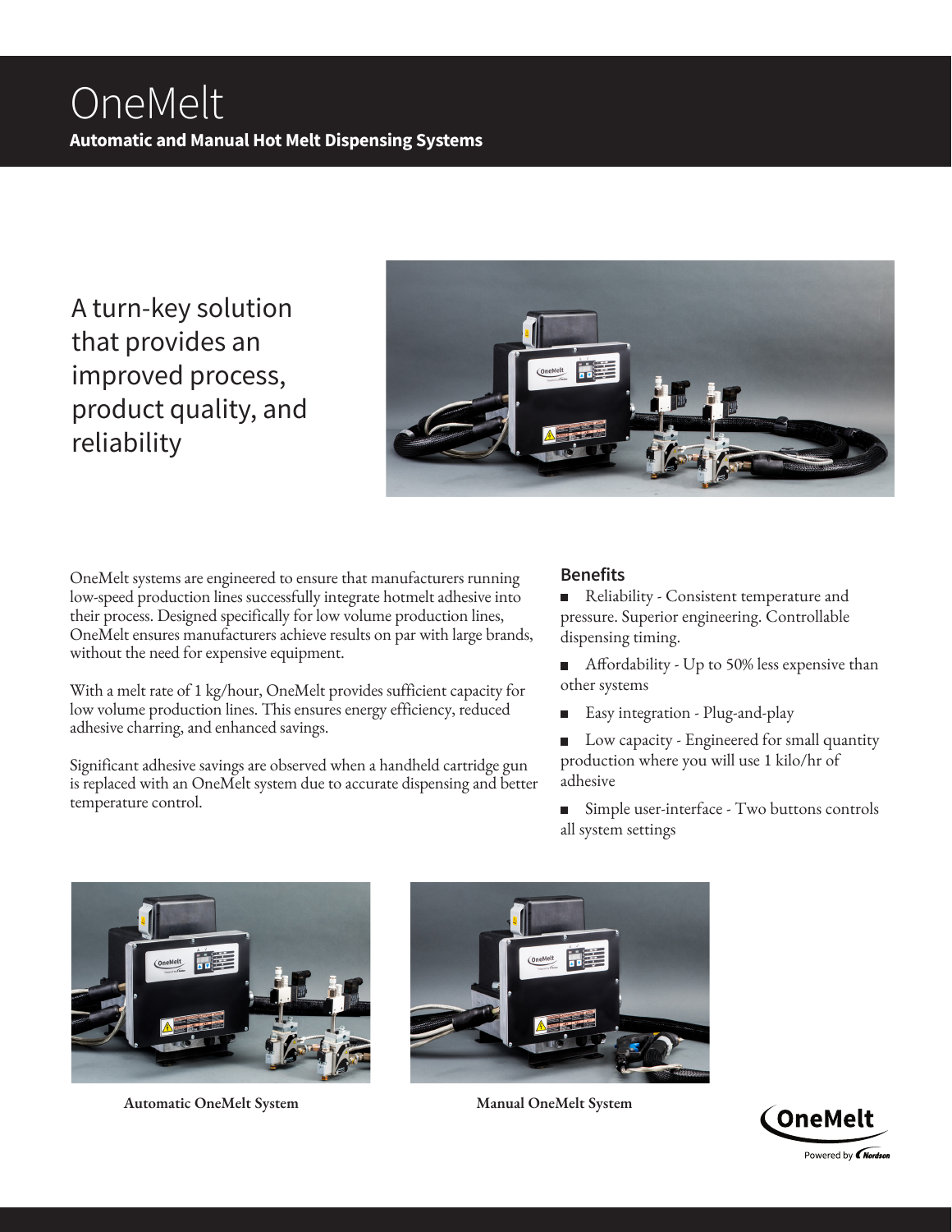# OneMelt

**Automatic and Manual Hot Melt Dispensing Systems**

## A turn-key solution that provides an improved process, product quality, and reliability

OneMelt systems are engineered to ensure that manufacturers running low-speed production lines successfully integrate hotmelt adhesive into their process. Designed specifically for low volume production lines, OneMelt ensures manufacturers achieve results on par with large brands, without the need for expensive equipment.

With a melt rate of 1 kg/hour, OneMelt provides sufficient capacity for low volume production lines. This ensures energy efficiency, reduced adhesive charring, and enhanced savings.

Significant adhesive savings are observed when a handheld cartridge gun is replaced with an OneMelt system due to accurate dispensing and better temperature control.

### Benefits

- Reliability - Consistent temperature and pressure. Superior engineering. Controllable dispensing timing.
- Affordability - Up to 50% less expensive than other systems
- Easy integration - Plug-and-play
- Low capacity - Engineered for small quantity production where you will use 1 kilo/hr of adhesive
- Simple user-interface - Two buttons controls all system settings

**Automatic OneMelt System**

**Manual OneMelt System**

OneMelt Powered by Nordson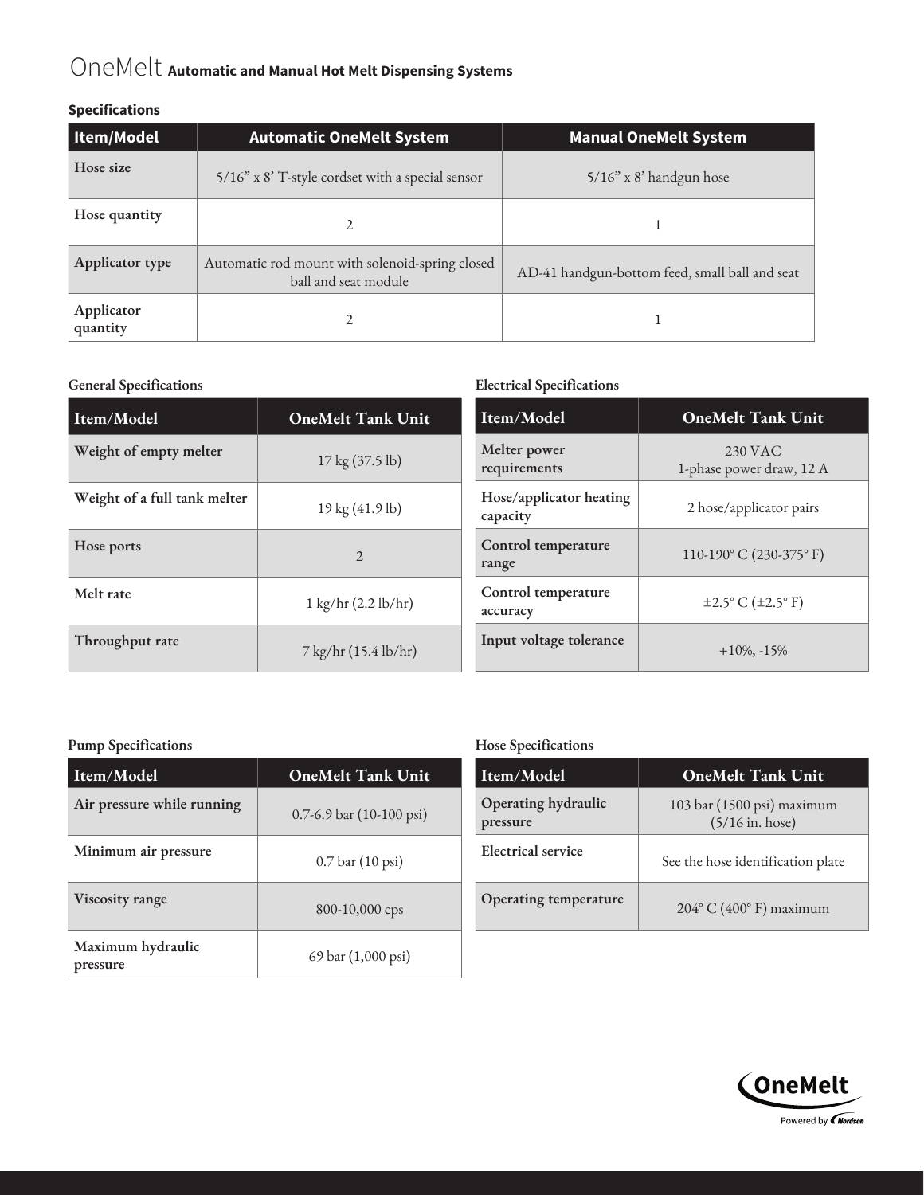# OneMelt **Automatic and Manual Hot Melt Dispensing Systems**

## Specifications

| Item/Model | Automatic OneMelt System | Manual OneMelt System |
|---|---|---|
| Hose size | 5/16” x 8’ T-style cordset with a special sensor | 5/16” x 8’ handgun hose |
| Hose quantity | 2 | 1 |
| Applicator type | Automatic rod mount with solenoid-spring closed ball and seat module | AD-41 handgun-bottom feed, small ball and seat |
| Applicator quantity | 2 | 1 |

### General Specifications

| Item/Model | OneMelt Tank Unit |
|---|---|
| Weight of empty melter | 17 kg (37.5 lb) |
| Weight of a full tank melter | 19 kg (41.9 lb) |
| Hose ports | 2 |
| Melt rate | 1 kg/hr (2.2 lb/hr) |
| Throughput rate | 7 kg/hr (15.4 lb/hr) |

### Electrical Specifications

| Item/Model | OneMelt Tank Unit |
|---|---|
| Melter power requirements | 230 VAC 1-phase power draw, 12 A |
| Hose/applicator heating capacity | 2 hose/applicator pairs |
| Control temperature range | 110-190° C (230-375° F) |
| Control temperature accuracy | ±2.5° C (±2.5° F) |
| Input voltage tolerance | +10%, -15% |

### Pump Specifications

| Item/Model | OneMelt Tank Unit |
|---|---|
| Air pressure while running | 0.7-6.9 bar (10-100 psi) |
| Minimum air pressure | 0.7 bar (10 psi) |
| Viscosity range | 800-10,000 cps |
| Maximum hydraulic pressure | 69 bar (1,000 psi) |

### Hose Specifications

| Item/Model | OneMelt Tank Unit |
|---|---|
| Operating hydraulic pressure | 103 bar (1500 psi) maximum (5/16 in. hose) |
| Electrical service | See the hose identification plate |
| Operating temperature | 204° C (400° F) maximum |

OneMelt Powered by Nordson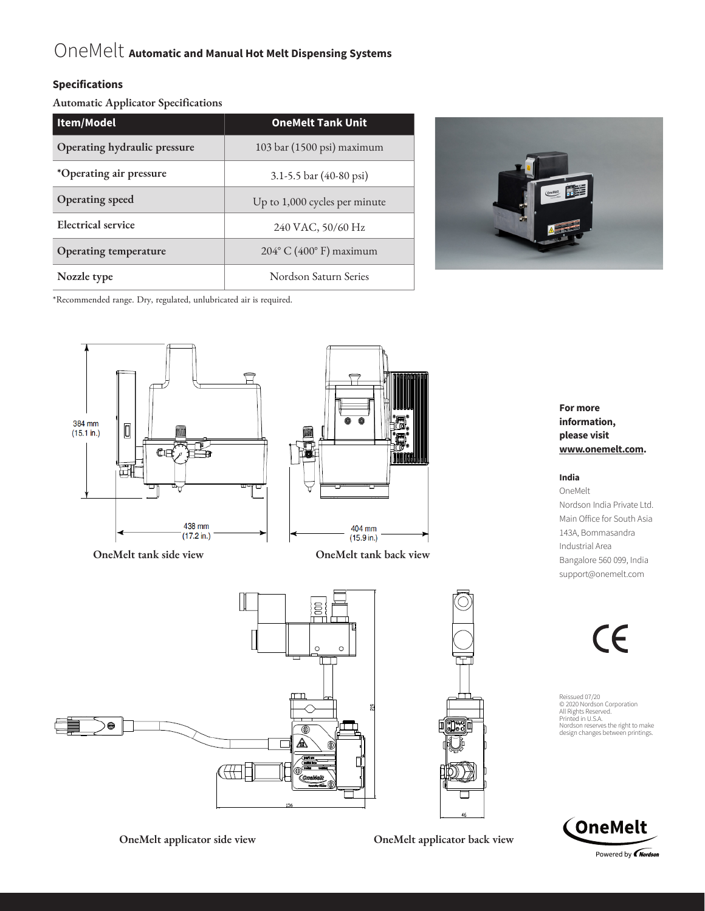# OneMelt Automatic and Manual Hot Melt Dispensing Systems

## Specifications

### Automatic Applicator Specifications

| Item/Model | OneMelt Tank Unit |
|---|---|
| Operating hydraulic pressure | 103 bar (1500 psi) maximum |
| *Operating air pressure | 3.1-5.5 bar (40-80 psi) |
| Operating speed | Up to 1,000 cycles per minute |
| Electrical service | 240 VAC, 50/60 Hz |
| Operating temperature | 204° C (400° F) maximum |
| Nozzle type | Nordson Saturn Series |

*Recommended range. Dry, regulated, unlubricated air is required.

384 mm
(15.1 in.)

438 mm
(17.2 in.)

OneMelt tank side view

404 mm
(15.9 in.)

OneMelt tank back view

219

156

OneMelt applicator side view

46

OneMelt applicator back view

**For more information, please visit www.onemelt.com.**

**India**

OneMelt
Nordson India Private Ltd.
Main Office for South Asia
143A, Bommasandra
Industrial Area
Bangalore 560 099, India
support@onemelt.com

Reissued 07/20
© 2020 Nordson Corporation
All Rights Reserved.
Printed in U.S.A.
Nordson reserves the right to make design changes between printings.

OneMelt
Powered by Nordson